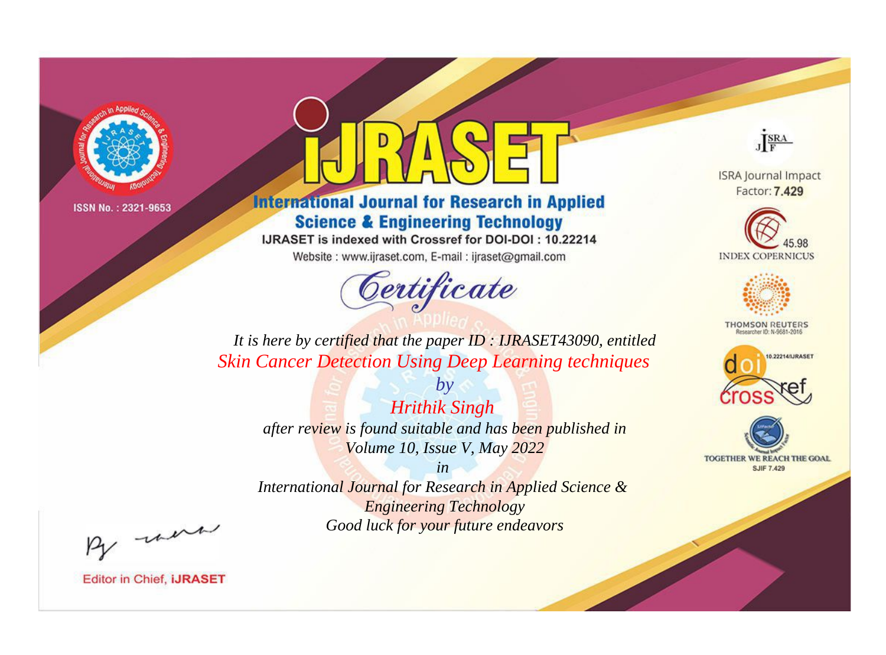ISSN No. : 2321-9653

# iJRASET

## International Journal for Research in Applied Science & Engineering Technology

IJRASET is indexed with Crossref for DOI-DOI : 10.22214

Website : www.ijraset.com, E-mail : ijraset@gmail.com

ISRA Journal Impact Factor: **7.429**

45.98 INDEX COPERNICUS

THOMSON REUTERS Researcher ID: N-9681-2016

10.22214/IJRASET

TOGETHER WE REACH THE GOAL SJIF 7.429

# *Certificate*

*It is here by certified that the paper ID : IJRASET43090, entitled*

*Skin Cancer Detection Using Deep Learning techniques*

*by*

*Hrithik Singh*

*after review is found suitable and has been published in*

*Volume 10, Issue V, May 2022*

*in*

*International Journal for Research in Applied Science & Engineering Technology*

*Good luck for your future endeavors*

Editor in Chief, **iJRASET**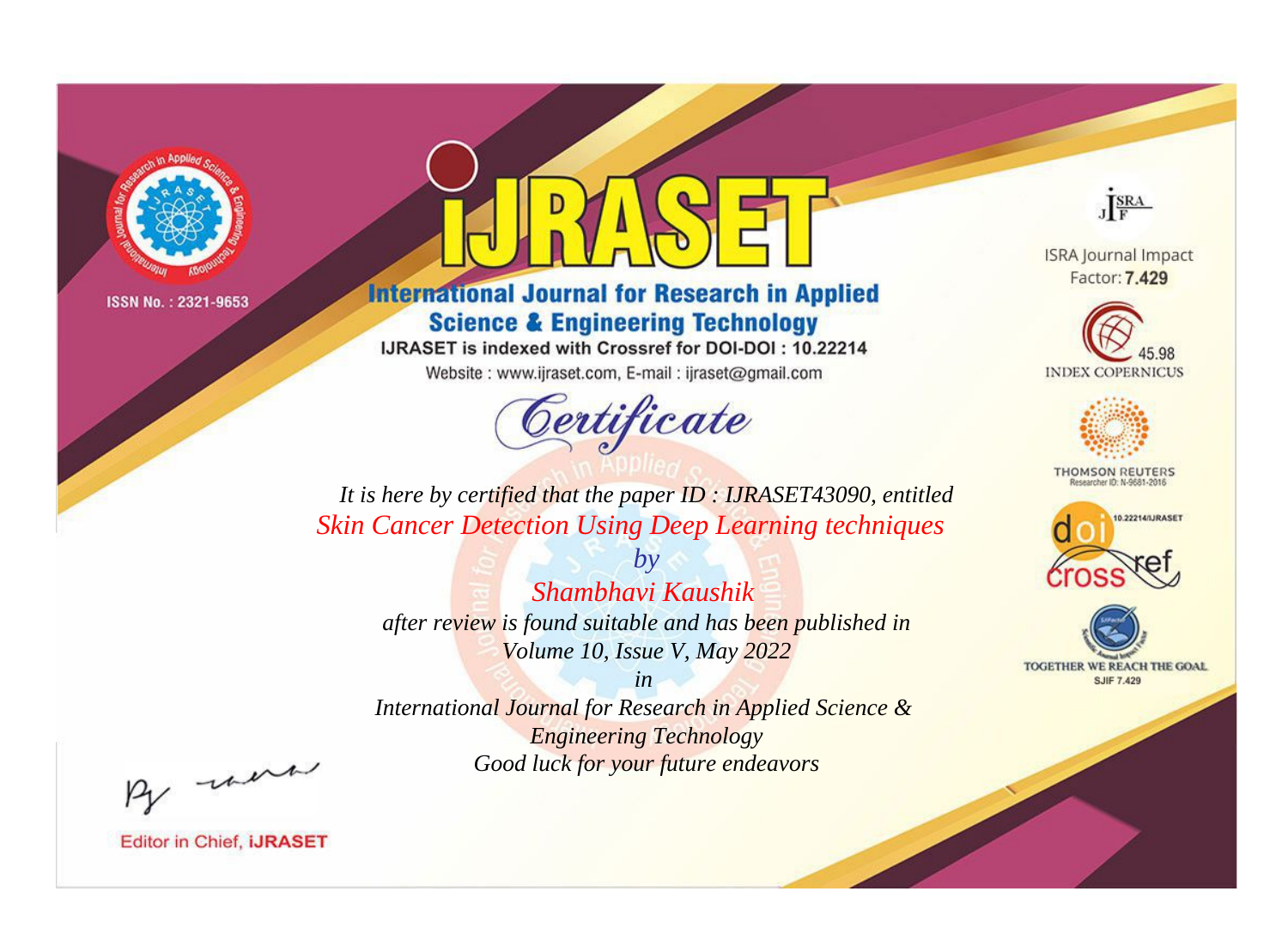ISSN No. : 2321-9653

# iJRASET

## International Journal for Research in Applied Science & Engineering Technology

IJRASET is indexed with Crossref for DOI-DOI : 10.22214

Website : www.ijraset.com, E-mail : ijraset@gmail.com

ISRA Journal Impact Factor: **7.429**

45.98 INDEX COPERNICUS

THOMSON REUTERS Researcher ID: N-9681-2016

10.22214/IJRASET

TOGETHER WE REACH THE GOAL SJIF 7.429

# *Certificate*

*It is here by certified that the paper ID : IJRASET43090, entitled*

*Skin Cancer Detection Using Deep Learning techniques*

*by*

*Shambhavi Kaushik*

*after review is found suitable and has been published in*

*Volume 10, Issue V, May 2022*

*in*

*International Journal for Research in Applied Science & Engineering Technology*

*Good luck for your future endeavors*

Editor in Chief, **iJRASET**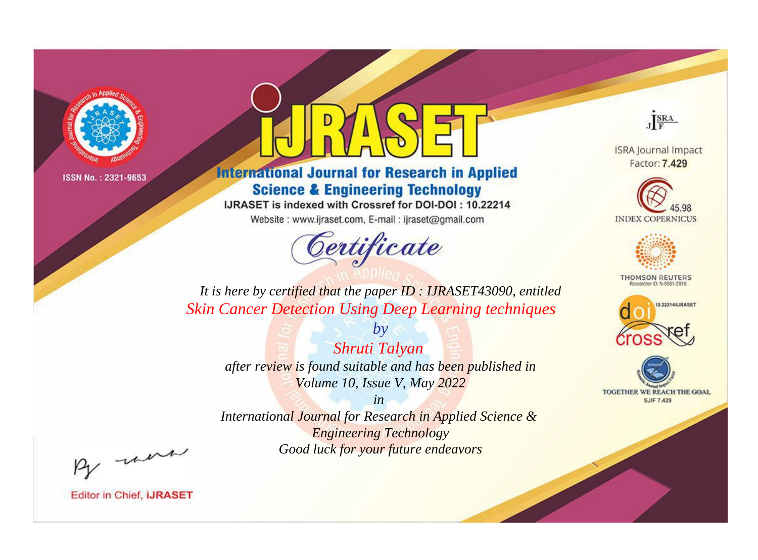ISSN No. : 2321-9653

# iJRASET

## International Journal for Research in Applied Science & Engineering Technology

IJRASET is indexed with Crossref for DOI-DOI : 10.22214

Website : www.ijraset.com, E-mail : ijraset@gmail.com

*Certificate*

*It is here by certified that the paper ID : IJRASET43090, entitled*

*Skin Cancer Detection Using Deep Learning techniques*

*by*

*Shruti Talyan*

*after review is found suitable and has been published in*

*Volume 10, Issue V, May 2022*

*in*

*International Journal for Research in Applied Science & Engineering Technology*

*Good luck for your future endeavors*

ISRA Journal Impact Factor: **7.429**

45.98 INDEX COPERNICUS

THOMSON REUTERS Researcher ID: N-9681-2016

10.22214/IJRASET

TOGETHER WE REACH THE GOAL SJIF 7.429

Editor in Chief, **iJRASET**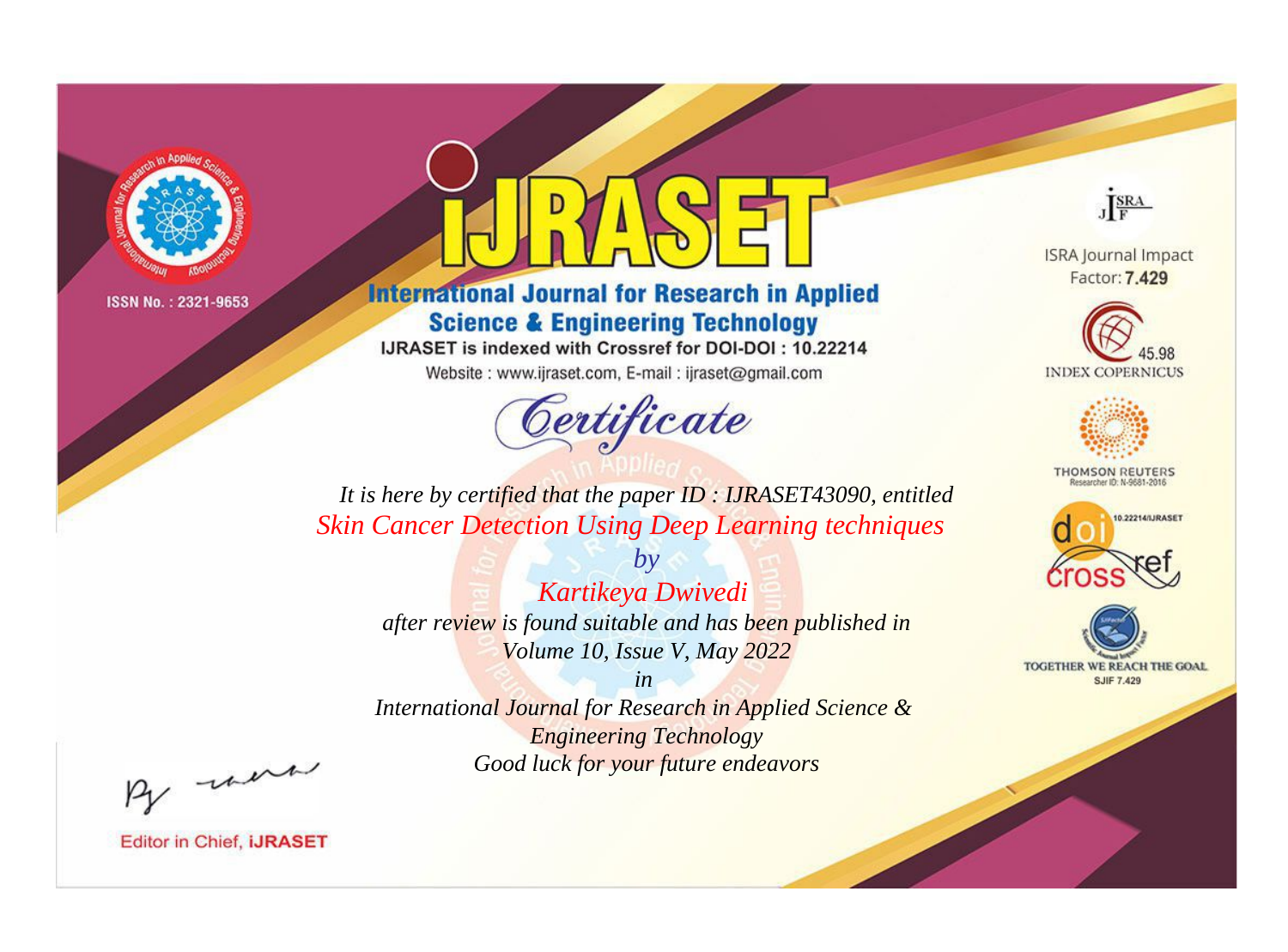ISSN No. : 2321-9653

# iJRASET

## International Journal for Research in Applied Science & Engineering Technology

IJRASET is indexed with Crossref for DOI-DOI : 10.22214

Website : www.ijraset.com, E-mail : ijraset@gmail.com

*Certificate*

*It is here by certified that the paper ID : IJRASET43090, entitled*

*Skin Cancer Detection Using Deep Learning techniques*

*by*

*Kartikeya Dwivedi*

*after review is found suitable and has been published in*

*Volume 10, Issue V, May 2022*

*in*

*International Journal for Research in Applied Science & Engineering Technology*

*Good luck for your future endeavors*

ISRA Journal Impact Factor: **7.429**

45.98 INDEX COPERNICUS

THOMSON REUTERS Researcher ID: N-9681-2016

10.22214/IJRASET

TOGETHER WE REACH THE GOAL SJIF 7.429

Editor in Chief, **iJRASET**